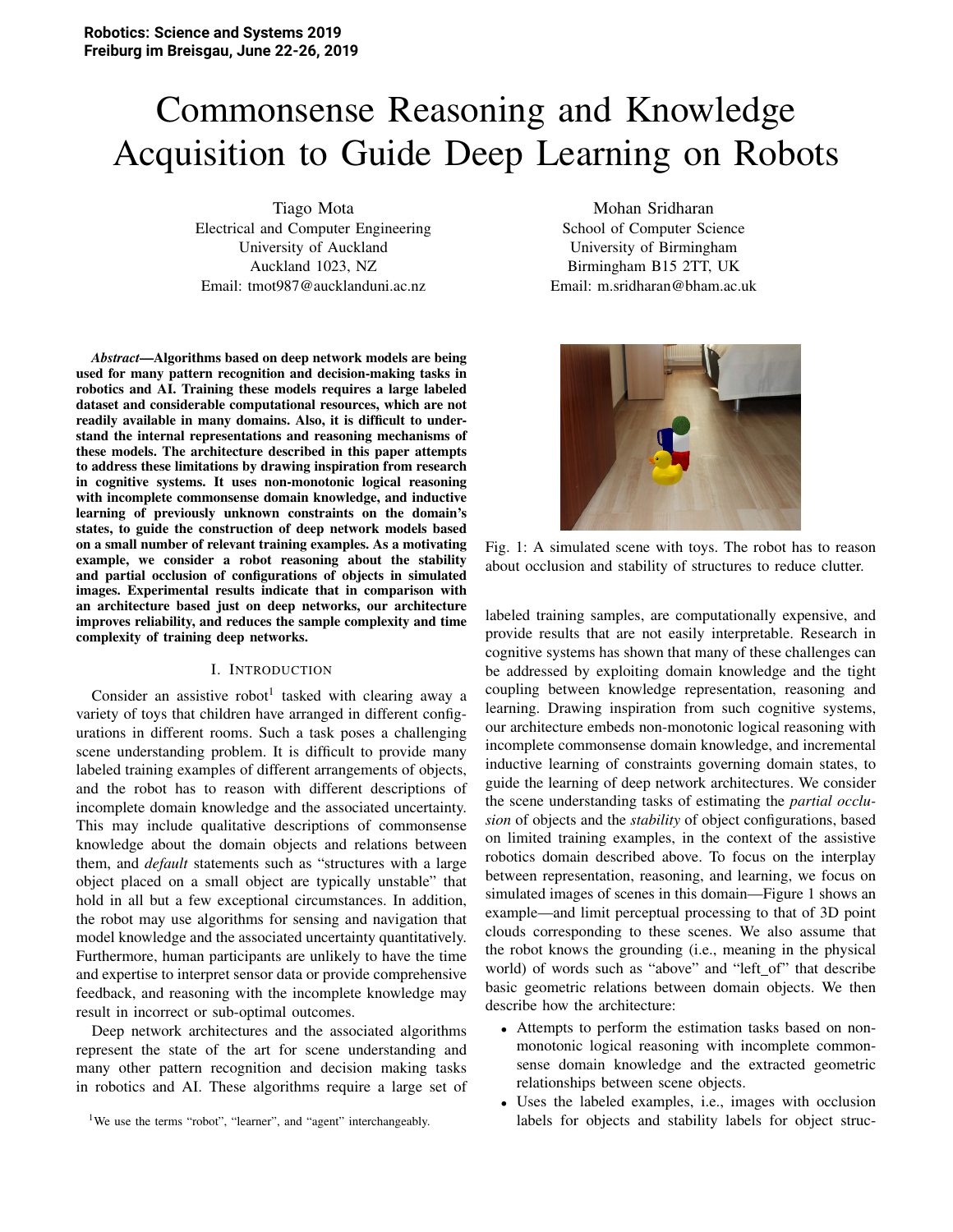# Commonsense Reasoning and Knowledge Acquisition to Guide Deep Learning on Robots

Tiago Mota
Electrical and Computer Engineering
University of Auckland
Auckland 1023, NZ
Email: tmot987@aucklanduni.ac.nz

Mohan Sridharan
School of Computer Science
University of Birmingham
Birmingham B15 2TT, UK
Email: m.sridharan@bham.ac.uk

***Abstract*—Algorithms based on deep network models are being used for many pattern recognition and decision-making tasks in robotics and AI. Training these models requires a large labeled dataset and considerable computational resources, which are not readily available in many domains. Also, it is difficult to understand the internal representations and reasoning mechanisms of these models. The architecture described in this paper attempts to address these limitations by drawing inspiration from research in cognitive systems. It uses non-monotonic logical reasoning with incomplete commonsense domain knowledge, and inductive learning of previously unknown constraints on the domain's states, to guide the construction of deep network models based on a small number of relevant training examples. As a motivating example, we consider a robot reasoning about the stability and partial occlusion of configurations of objects in simulated images. Experimental results indicate that in comparison with an architecture based just on deep networks, our architecture improves reliability, and reduces the sample complexity and time complexity of training deep networks.**

## I. Introduction

Consider an assistive robot[1] tasked with clearing away a variety of toys that children have arranged in different configurations in different rooms. Such a task poses a challenging scene understanding problem. It is difficult to provide many labeled training examples of different arrangements of objects, and the robot has to reason with different descriptions of incomplete domain knowledge and the associated uncertainty. This may include qualitative descriptions of commonsense knowledge about the domain objects and relations between them, and *default* statements such as "structures with a large object placed on a small object are typically unstable" that hold in all but a few exceptional circumstances. In addition, the robot may use algorithms for sensing and navigation that model knowledge and the associated uncertainty quantitatively. Furthermore, human participants are unlikely to have the time and expertise to interpret sensor data or provide comprehensive feedback, and reasoning with the incomplete knowledge may result in incorrect or sub-optimal outcomes.

Deep network architectures and the associated algorithms represent the state of the art for scene understanding and many other pattern recognition and decision making tasks in robotics and AI. These algorithms require a large set of labeled training samples, are computationally expensive, and provide results that are not easily interpretable. Research in cognitive systems has shown that many of these challenges can be addressed by exploiting domain knowledge and the tight coupling between knowledge representation, reasoning and learning. Drawing inspiration from such cognitive systems, our architecture embeds non-monotonic logical reasoning with incomplete commonsense domain knowledge, and incremental inductive learning of constraints governing domain states, to guide the learning of deep network architectures. We consider the scene understanding tasks of estimating the *partial occlusion* of objects and the *stability* of object configurations, based on limited training examples, in the context of the assistive robotics domain described above. To focus on the interplay between representation, reasoning, and learning, we focus on simulated images of scenes in this domain—Figure 1 shows an example—and limit perceptual processing to that of 3D point clouds corresponding to these scenes. We also assume that the robot knows the grounding (i.e., meaning in the physical world) of words such as "above" and "left_of" that describe basic geometric relations between domain objects. We then describe how the architecture:

Fig. 1: A simulated scene with toys. The robot has to reason about occlusion and stability of structures to reduce clutter.

- Attempts to perform the estimation tasks based on non-monotonic logical reasoning with incomplete commonsense domain knowledge and the extracted geometric relationships between scene objects.
- Uses the labeled examples, i.e., images with occlusion labels for objects and stability labels for object struc-

[1] We use the terms "robot", "learner", and "agent" interchangeably.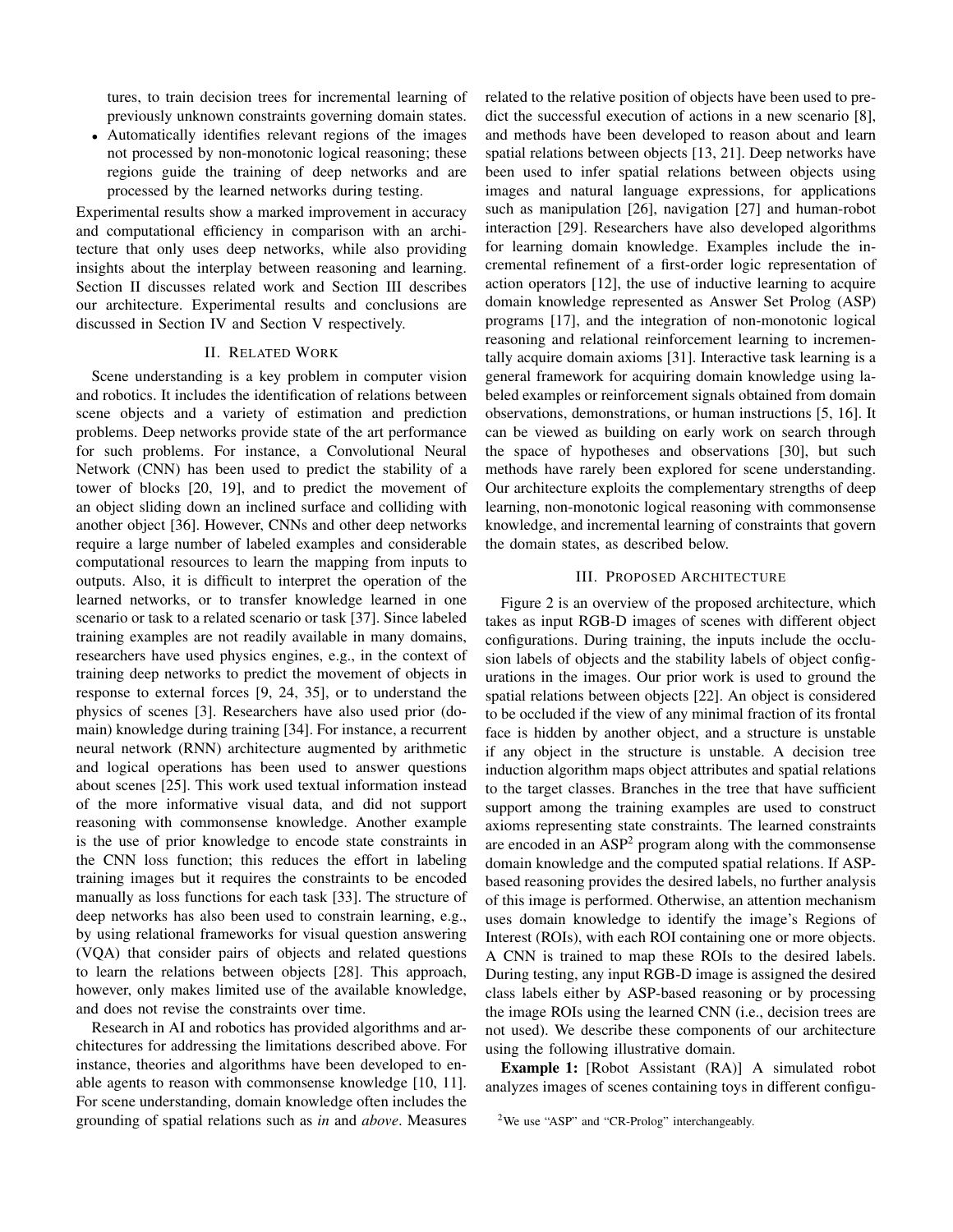tures, to train decision trees for incremental learning of previously unknown constraints governing domain states.

- Automatically identifies relevant regions of the images not processed by non-monotonic logical reasoning; these regions guide the training of deep networks and are processed by the learned networks during testing.

Experimental results show a marked improvement in accuracy and computational efficiency in comparison with an architecture that only uses deep networks, while also providing insights about the interplay between reasoning and learning. Section II discusses related work and Section III describes our architecture. Experimental results and conclusions are discussed in Section IV and Section V respectively.

## II. Related Work

Scene understanding is a key problem in computer vision and robotics. It includes the identification of relations between scene objects and a variety of estimation and prediction problems. Deep networks provide state of the art performance for such problems. For instance, a Convolutional Neural Network (CNN) has been used to predict the stability of a tower of blocks [20, 19], and to predict the movement of an object sliding down an inclined surface and colliding with another object [36]. However, CNNs and other deep networks require a large number of labeled examples and considerable computational resources to learn the mapping from inputs to outputs. Also, it is difficult to interpret the operation of the learned networks, or to transfer knowledge learned in one scenario or task to a related scenario or task [37]. Since labeled training examples are not readily available in many domains, researchers have used physics engines, e.g., in the context of training deep networks to predict the movement of objects in response to external forces [9, 24, 35], or to understand the physics of scenes [3]. Researchers have also used prior (domain) knowledge during training [34]. For instance, a recurrent neural network (RNN) architecture augmented by arithmetic and logical operations has been used to answer questions about scenes [25]. This work used textual information instead of the more informative visual data, and did not support reasoning with commonsense knowledge. Another example is the use of prior knowledge to encode state constraints in the CNN loss function; this reduces the effort in labeling training images but it requires the constraints to be encoded manually as loss functions for each task [33]. The structure of deep networks has also been used to constrain learning, e.g., by using relational frameworks for visual question answering (VQA) that consider pairs of objects and related questions to learn the relations between objects [28]. This approach, however, only makes limited use of the available knowledge, and does not revise the constraints over time.

Research in AI and robotics has provided algorithms and architectures for addressing the limitations described above. For instance, theories and algorithms have been developed to enable agents to reason with commonsense knowledge [10, 11]. For scene understanding, domain knowledge often includes the grounding of spatial relations such as *in* and *above*. Measures related to the relative position of objects have been used to predict the successful execution of actions in a new scenario [8], and methods have been developed to reason about and learn spatial relations between objects [13, 21]. Deep networks have been used to infer spatial relations between objects using images and natural language expressions, for applications such as manipulation [26], navigation [27] and human-robot interaction [29]. Researchers have also developed algorithms for learning domain knowledge. Examples include the incremental refinement of a first-order logic representation of action operators [12], the use of inductive learning to acquire domain knowledge represented as Answer Set Prolog (ASP) programs [17], and the integration of non-monotonic logical reasoning and relational reinforcement learning to incrementally acquire domain axioms [31]. Interactive task learning is a general framework for acquiring domain knowledge using labeled examples or reinforcement signals obtained from domain observations, demonstrations, or human instructions [5, 16]. It can be viewed as building on early work on search through the space of hypotheses and observations [30], but such methods have rarely been explored for scene understanding. Our architecture exploits the complementary strengths of deep learning, non-monotonic logical reasoning with commonsense knowledge, and incremental learning of constraints that govern the domain states, as described below.

## III. Proposed Architecture

Figure 2 is an overview of the proposed architecture, which takes as input RGB-D images of scenes with different object configurations. During training, the inputs include the occlusion labels of objects and the stability labels of object configurations in the images. Our prior work is used to ground the spatial relations between objects [22]. An object is considered to be occluded if the view of any minimal fraction of its frontal face is hidden by another object, and a structure is unstable if any object in the structure is unstable. A decision tree induction algorithm maps object attributes and spatial relations to the target classes. Branches in the tree that have sufficient support among the training examples are used to construct axioms representing state constraints. The learned constraints are encoded in an ASP[2] program along with the commonsense domain knowledge and the computed spatial relations. If ASP-based reasoning provides the desired labels, no further analysis of this image is performed. Otherwise, an attention mechanism uses domain knowledge to identify the image's Regions of Interest (ROIs), with each ROI containing one or more objects. A CNN is trained to map these ROIs to the desired labels. During testing, any input RGB-D image is assigned the desired class labels either by ASP-based reasoning or by processing the image ROIs using the learned CNN (i.e., decision trees are not used). We describe these components of our architecture using the following illustrative domain.

**Example 1:** [Robot Assistant (RA)] A simulated robot analyzes images of scenes containing toys in different configu-

[2] We use "ASP" and "CR-Prolog" interchangeably.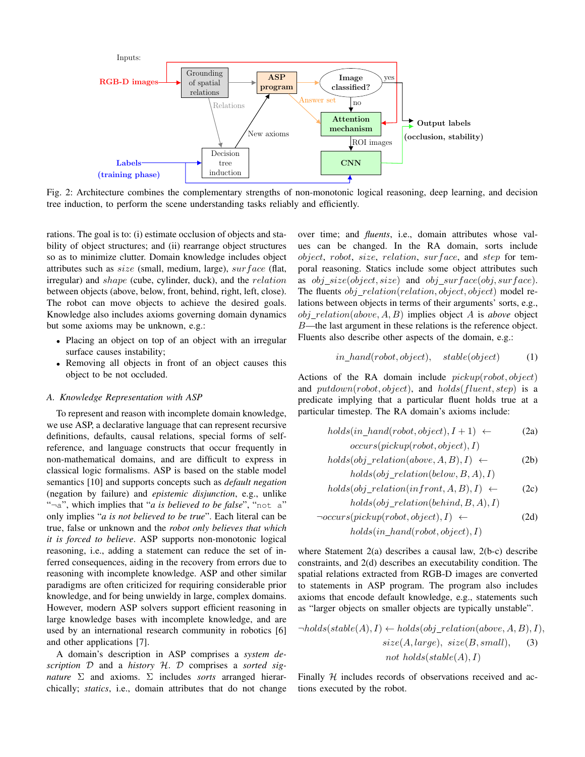Inputs:

RGB-D images

Grounding of spatial relations

ASP program

Image classified?

yes

no

Answer set

Relations

Attention mechanism

Output labels (occlusion, stability)

New axioms

ROI images

Labels (training phase)

Decision tree induction

CNN

Fig. 2: Architecture combines the complementary strengths of non-monotonic logical reasoning, deep learning, and decision tree induction, to perform the scene understanding tasks reliably and efficiently.

rations. The goal is to: (i) estimate occlusion of objects and stability of object structures; and (ii) rearrange object structures so as to minimize clutter. Domain knowledge includes object attributes such as $size$ (small, medium, large), $surface$ (flat, irregular) and $shape$ (cube, cylinder, duck), and the $relation$ between objects (above, below, front, behind, right, left, close). The robot can move objects to achieve the desired goals. Knowledge also includes axioms governing domain dynamics but some axioms may be unknown, e.g.:

- Placing an object on top of an object with an irregular surface causes instability;
- Removing all objects in front of an object causes this object to be not occluded.

### A. Knowledge Representation with ASP

To represent and reason with incomplete domain knowledge, we use ASP, a declarative language that can represent recursive definitions, defaults, causal relations, special forms of self-reference, and language constructs that occur frequently in non-mathematical domains, and are difficult to express in classical logic formalisms. ASP is based on the stable model semantics [10] and supports concepts such as *default negation* (negation by failure) and *epistemic disjunction*, e.g., unlike "$\neg a$", which implies that "*a is believed to be false*", "`not a`" only implies "*a is not believed to be true*". Each literal can be true, false or unknown and the *robot only believes that which it is forced to believe*. ASP supports non-monotonic logical reasoning, i.e., adding a statement can reduce the set of inferred consequences, aiding in the recovery from errors due to reasoning with incomplete knowledge. ASP and other similar paradigms are often criticized for requiring considerable prior knowledge, and for being unwieldy in large, complex domains. However, modern ASP solvers support efficient reasoning in large knowledge bases with incomplete knowledge, and are used by an international research community in robotics [6] and other applications [7].

A domain's description in ASP comprises a *system description* $\mathcal{D}$ and a *history* $\mathcal{H}$. $\mathcal{D}$ comprises a *sorted signature* $\Sigma$ and axioms. $\Sigma$ includes *sorts* arranged hierarchically; *statics*, i.e., domain attributes that do not change over time; and *fluents*, i.e., domain attributes whose values can be changed. In the RA domain, sorts include $object$, $robot$, $size$, $relation$, $surface$, and $step$ for temporal reasoning. Statics include some object attributes such as $obj\_size(object, size)$ and $obj\_surface(obj, surface)$. The fluents $obj\_relation(relation, object, object)$ model relations between objects in terms of their arguments' sorts, e.g., $obj\_relation(above, A, B)$ implies object $A$ is *above* object $B$—the last argument in these relations is the reference object. Fluents also describe other aspects of the domain, e.g.:

$$in\_hand(robot, object), \quad stable(object) \tag{1}$$

Actions of the RA domain include $pickup(robot, object)$ and $putdown(robot, object)$, and $holds(fluent, step)$ is a predicate implying that a particular fluent holds true at a particular timestep. The RA domain's axioms include:

$$holds(in\_hand(robot, object), I+1) \leftarrow occurs(pickup(robot, object), I) \tag{2a}$$

$$holds(obj\_relation(above, A, B), I) \leftarrow holds(obj\_relation(below, B, A), I) \tag{2b}$$

$$holds(obj\_relation(infront, A, B), I) \leftarrow holds(obj\_relation(behind, B, A), I) \tag{2c}$$

$$\neg occurs(pickup(robot, object), I) \leftarrow holds(in\_hand(robot, object), I) \tag{2d}$$

where Statement 2(a) describes a causal law, 2(b-c) describe constraints, and 2(d) describes an executability condition. The spatial relations extracted from RGB-D images are converted to statements in ASP program. The program also includes axioms that encode default knowledge, e.g., statements such as "larger objects on smaller objects are typically unstable".

$$\neg holds(stable(A), I) \leftarrow holds(obj\_relation(above, A, B), I), size(A, large), size(B, small), not\ holds(stable(A), I) \tag{3}$$

Finally $\mathcal{H}$ includes records of observations received and actions executed by the robot.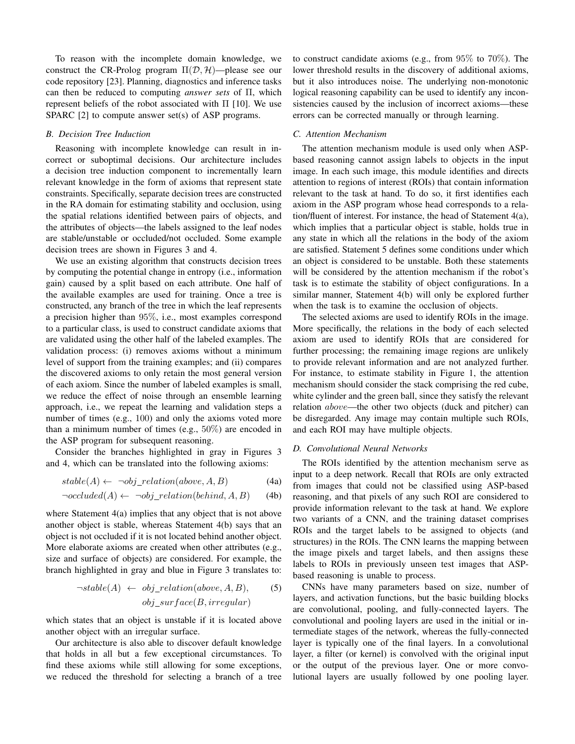To reason with the incomplete domain knowledge, we construct the CR-Prolog program $\Pi(\mathcal{D}, \mathcal{H})$—please see our code repository [23]. Planning, diagnostics and inference tasks can then be reduced to computing *answer sets* of $\Pi$, which represent beliefs of the robot associated with $\Pi$ [10]. We use SPARC [2] to compute answer set(s) of ASP programs.

### B. Decision Tree Induction

Reasoning with incomplete knowledge can result in incorrect or suboptimal decisions. Our architecture includes a decision tree induction component to incrementally learn relevant knowledge in the form of axioms that represent state constraints. Specifically, separate decision trees are constructed in the RA domain for estimating stability and occlusion, using the spatial relations identified between pairs of objects, and the attributes of objects—the labels assigned to the leaf nodes are stable/unstable or occluded/not occluded. Some example decision trees are shown in Figures 3 and 4.

We use an existing algorithm that constructs decision trees by computing the potential change in entropy (i.e., information gain) caused by a split based on each attribute. One half of the available examples are used for training. Once a tree is constructed, any branch of the tree in which the leaf represents a precision higher than 95%, i.e., most examples correspond to a particular class, is used to construct candidate axioms that are validated using the other half of the labeled examples. The validation process: (i) removes axioms without a minimum level of support from the training examples; and (ii) compares the discovered axioms to only retain the most general version of each axiom. Since the number of labeled examples is small, we reduce the effect of noise through an ensemble learning approach, i.e., we repeat the learning and validation steps a number of times (e.g., 100) and only the axioms voted more than a minimum number of times (e.g., 50%) are encoded in the ASP program for subsequent reasoning.

Consider the branches highlighted in gray in Figures 3 and 4, which can be translated into the following axioms:

$$stable(A) \leftarrow \neg obj\_relation(above, A, B) \quad (4a)$$

$$\neg occluded(A) \leftarrow \neg obj\_relation(behind, A, B) \quad (4b)$$

where Statement 4(a) implies that any object that is not above another object is stable, whereas Statement 4(b) says that an object is not occluded if it is not located behind another object. More elaborate axioms are created when other attributes (e.g., size and surface of objects) are considered. For example, the branch highlighted in gray and blue in Figure 3 translates to:

$$\neg stable(A) \leftarrow obj\_relation(above, A, B), \quad obj\_surface(B, irregular) \quad (5)$$

which states that an object is unstable if it is located above another object with an irregular surface.

Our architecture is also able to discover default knowledge that holds in all but a few exceptional circumstances. To find these axioms while still allowing for some exceptions, we reduced the threshold for selecting a branch of a tree to construct candidate axioms (e.g., from 95% to 70%). The lower threshold results in the discovery of additional axioms, but it also introduces noise. The underlying non-monotonic logical reasoning capability can be used to identify any inconsistencies caused by the inclusion of incorrect axioms—these errors can be corrected manually or through learning.

### C. Attention Mechanism

The attention mechanism module is used only when ASP-based reasoning cannot assign labels to objects in the input image. In each such image, this module identifies and directs attention to regions of interest (ROIs) that contain information relevant to the task at hand. To do so, it first identifies each axiom in the ASP program whose head corresponds to a relation/fluent of interest. For instance, the head of Statement 4(a), which implies that a particular object is stable, holds true in any state in which all the relations in the body of the axiom are satisfied. Statement 5 defines some conditions under which an object is considered to be unstable. Both these statements will be considered by the attention mechanism if the robot's task is to estimate the stability of object configurations. In a similar manner, Statement 4(b) will only be explored further when the task is to examine the occlusion of objects.

The selected axioms are used to identify ROIs in the image. More specifically, the relations in the body of each selected axiom are used to identify ROIs that are considered for further processing; the remaining image regions are unlikely to provide relevant information and are not analyzed further. For instance, to estimate stability in Figure 1, the attention mechanism should consider the stack comprising the red cube, white cylinder and the green ball, since they satisfy the relevant relation $above$—the other two objects (duck and pitcher) can be disregarded. Any image may contain multiple such ROIs, and each ROI may have multiple objects.

### D. Convolutional Neural Networks

The ROIs identified by the attention mechanism serve as input to a deep network. Recall that ROIs are only extracted from images that could not be classified using ASP-based reasoning, and that pixels of any such ROI are considered to provide information relevant to the task at hand. We explore two variants of a CNN, and the training dataset comprises ROIs and the target labels to be assigned to objects (and structures) in the ROIs. The CNN learns the mapping between the image pixels and target labels, and then assigns these labels to ROIs in previously unseen test images that ASP-based reasoning is unable to process.

CNNs have many parameters based on size, number of layers, and activation functions, but the basic building blocks are convolutional, pooling, and fully-connected layers. The convolutional and pooling layers are used in the initial or intermediate stages of the network, whereas the fully-connected layer is typically one of the final layers. In a convolutional layer, a filter (or kernel) is convolved with the original input or the output of the previous layer. One or more convolutional layers are usually followed by one pooling layer.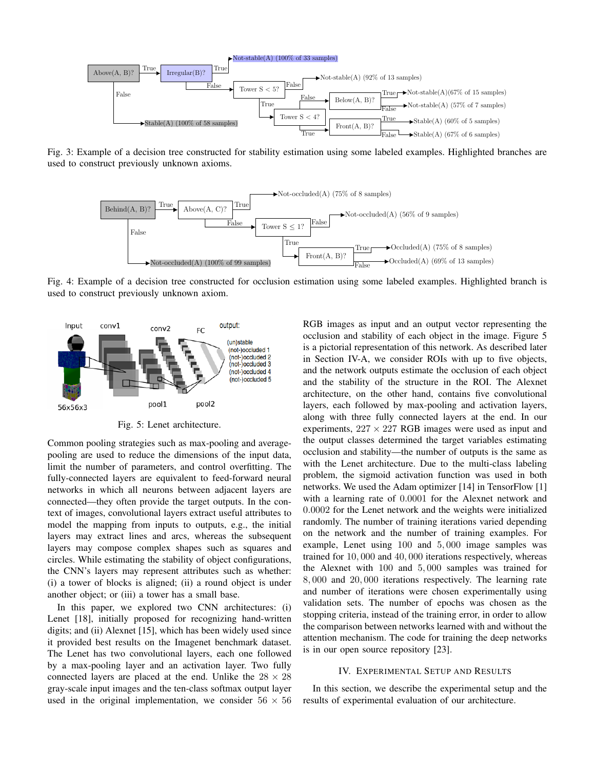Fig. 3: Example of a decision tree constructed for stability estimation using some labeled examples. Highlighted branches are used to construct previously unknown axioms.

Fig. 4: Example of a decision tree constructed for occlusion estimation using some labeled examples. Highlighted branch is used to construct previously unknown axiom.

Fig. 5: Lenet architecture.

Common pooling strategies such as max-pooling and average-pooling are used to reduce the dimensions of the input data, limit the number of parameters, and control overfitting. The fully-connected layers are equivalent to feed-forward neural networks in which all neurons between adjacent layers are connected—they often provide the target outputs. In the context of images, convolutional layers extract useful attributes to model the mapping from inputs to outputs, e.g., the initial layers may extract lines and arcs, whereas the subsequent layers may compose complex shapes such as squares and circles. While estimating the stability of object configurations, the CNN's layers may represent attributes such as whether: (i) a tower of blocks is aligned; (ii) a round object is under another object; or (iii) a tower has a small base.

In this paper, we explored two CNN architectures: (i) Lenet [18], initially proposed for recognizing hand-written digits; and (ii) Alexnet [15], which has been widely used since it provided best results on the Imagenet benchmark dataset. The Lenet has two convolutional layers, each one followed by a max-pooling layer and an activation layer. Two fully connected layers are placed at the end. Unlike the $28 \times 28$ gray-scale input images and the ten-class softmax output layer used in the original implementation, we consider $56 \times 56$ RGB images as input and an output vector representing the occlusion and stability of each object in the image. Figure 5 is a pictorial representation of this network. As described later in Section IV-A, we consider ROIs with up to five objects, and the network outputs estimate the occlusion of each object and the stability of the structure in the ROI. The Alexnet architecture, on the other hand, contains five convolutional layers, each followed by max-pooling and activation layers, along with three fully connected layers at the end. In our experiments, $227 \times 227$ RGB images were used as input and the output classes determined the target variables estimating occlusion and stability—the number of outputs is the same as with the Lenet architecture. Due to the multi-class labeling problem, the sigmoid activation function was used in both networks. We used the Adam optimizer [14] in TensorFlow [1] with a learning rate of $0.0001$ for the Alexnet network and $0.0002$ for the Lenet network and the weights were initialized randomly. The number of training iterations varied depending on the network and the number of training examples. For example, Lenet using $100$ and $5,000$ image samples was trained for $10,000$ and $40,000$ iterations respectively, whereas the Alexnet with $100$ and $5,000$ samples was trained for $8,000$ and $20,000$ iterations respectively. The learning rate and number of iterations were chosen experimentally using validation sets. The number of epochs was chosen as the stopping criteria, instead of the training error, in order to allow the comparison between networks learned with and without the attention mechanism. The code for training the deep networks is in our open source repository [23].

## IV. Experimental Setup and Results

In this section, we describe the experimental setup and the results of experimental evaluation of our architecture.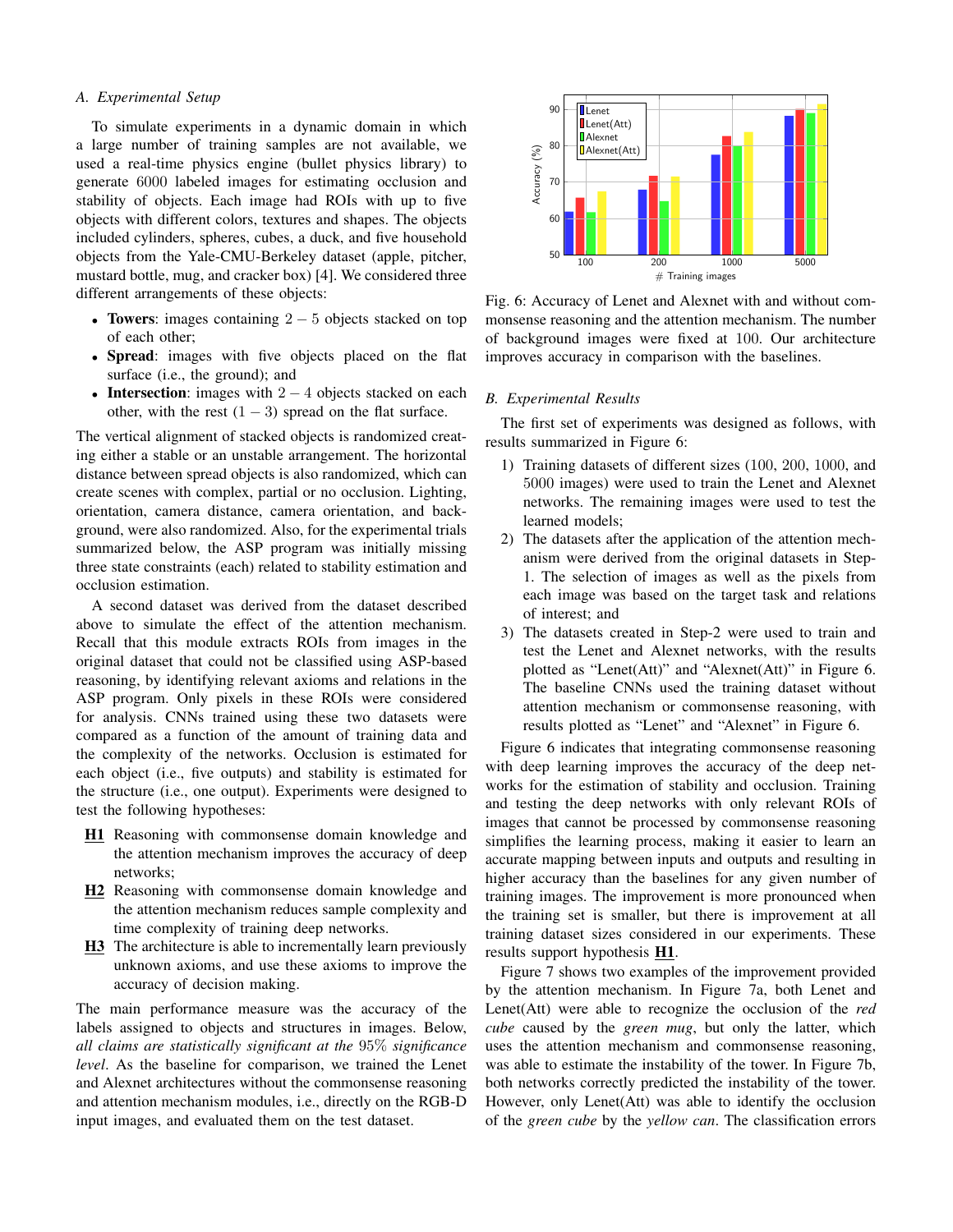### A. Experimental Setup

To simulate experiments in a dynamic domain in which a large number of training samples are not available, we used a real-time physics engine (bullet physics library) to generate $6000$ labeled images for estimating occlusion and stability of objects. Each image had ROIs with up to five objects with different colors, textures and shapes. The objects included cylinders, spheres, cubes, a duck, and five household objects from the Yale-CMU-Berkeley dataset (apple, pitcher, mustard bottle, mug, and cracker box) [4]. We considered three different arrangements of these objects:

- **Towers**: images containing $2-5$ objects stacked on top of each other;
- **Spread**: images with five objects placed on the flat surface (i.e., the ground); and
- **Intersection**: images with $2-4$ objects stacked on each other, with the rest $(1-3)$ spread on the flat surface.

The vertical alignment of stacked objects is randomized creating either a stable or an unstable arrangement. The horizontal distance between spread objects is also randomized, which can create scenes with complex, partial or no occlusion. Lighting, orientation, camera distance, camera orientation, and background, were also randomized. Also, for the experimental trials summarized below, the ASP program was initially missing three state constraints (each) related to stability estimation and occlusion estimation.

A second dataset was derived from the dataset described above to simulate the effect of the attention mechanism. Recall that this module extracts ROIs from images in the original dataset that could not be classified using ASP-based reasoning, by identifying relevant axioms and relations in the ASP program. Only pixels in these ROIs were considered for analysis. CNNs trained using these two datasets were compared as a function of the amount of training data and the complexity of the networks. Occlusion is estimated for each object (i.e., five outputs) and stability is estimated for the structure (i.e., one output). Experiments were designed to test the following hypotheses:

- **H1** Reasoning with commonsense domain knowledge and the attention mechanism improves the accuracy of deep networks;
- **H2** Reasoning with commonsense domain knowledge and the attention mechanism reduces sample complexity and time complexity of training deep networks.
- **H3** The architecture is able to incrementally learn previously unknown axioms, and use these axioms to improve the accuracy of decision making.

The main performance measure was the accuracy of the labels assigned to objects and structures in images. Below, *all claims are statistically significant at the* $95\%$ *significance level*. As the baseline for comparison, we trained the Lenet and Alexnet architectures without the commonsense reasoning and attention mechanism modules, i.e., directly on the RGB-D input images, and evaluated them on the test dataset.

Fig. 6: Accuracy of Lenet and Alexnet with and without commonsense reasoning and the attention mechanism. The number of background images were fixed at 100. Our architecture improves accuracy in comparison with the baselines.

### B. Experimental Results

The first set of experiments was designed as follows, with results summarized in Figure 6:

1. Training datasets of different sizes (100, 200, 1000, and $5000$ images) were used to train the Lenet and Alexnet networks. The remaining images were used to test the learned models;
2. The datasets after the application of the attention mechanism were derived from the original datasets in Step-1. The selection of images as well as the pixels from each image was based on the target task and relations of interest; and
3. The datasets created in Step-2 were used to train and test the Lenet and Alexnet networks, with the results plotted as "Lenet(Att)" and "Alexnet(Att)" in Figure 6. The baseline CNNs used the training dataset without attention mechanism or commonsense reasoning, with results plotted as "Lenet" and "Alexnet" in Figure 6.

Figure 6 indicates that integrating commonsense reasoning with deep learning improves the accuracy of the deep networks for the estimation of stability and occlusion. Training and testing the deep networks with only relevant ROIs of images that cannot be processed by commonsense reasoning simplifies the learning process, making it easier to learn an accurate mapping between inputs and outputs and resulting in higher accuracy than the baselines for any given number of training images. The improvement is more pronounced when the training set is smaller, but there is improvement at all training dataset sizes considered in our experiments. These results support hypothesis **H1**.

Figure 7 shows two examples of the improvement provided by the attention mechanism. In Figure 7a, both Lenet and Lenet(Att) were able to recognize the occlusion of the *red cube* caused by the *green mug*, but only the latter, which uses the attention mechanism and commonsense reasoning, was able to estimate the instability of the tower. In Figure 7b, both networks correctly predicted the instability of the tower. However, only Lenet(Att) was able to identify the occlusion of the *green cube* by the *yellow can*. The classification errors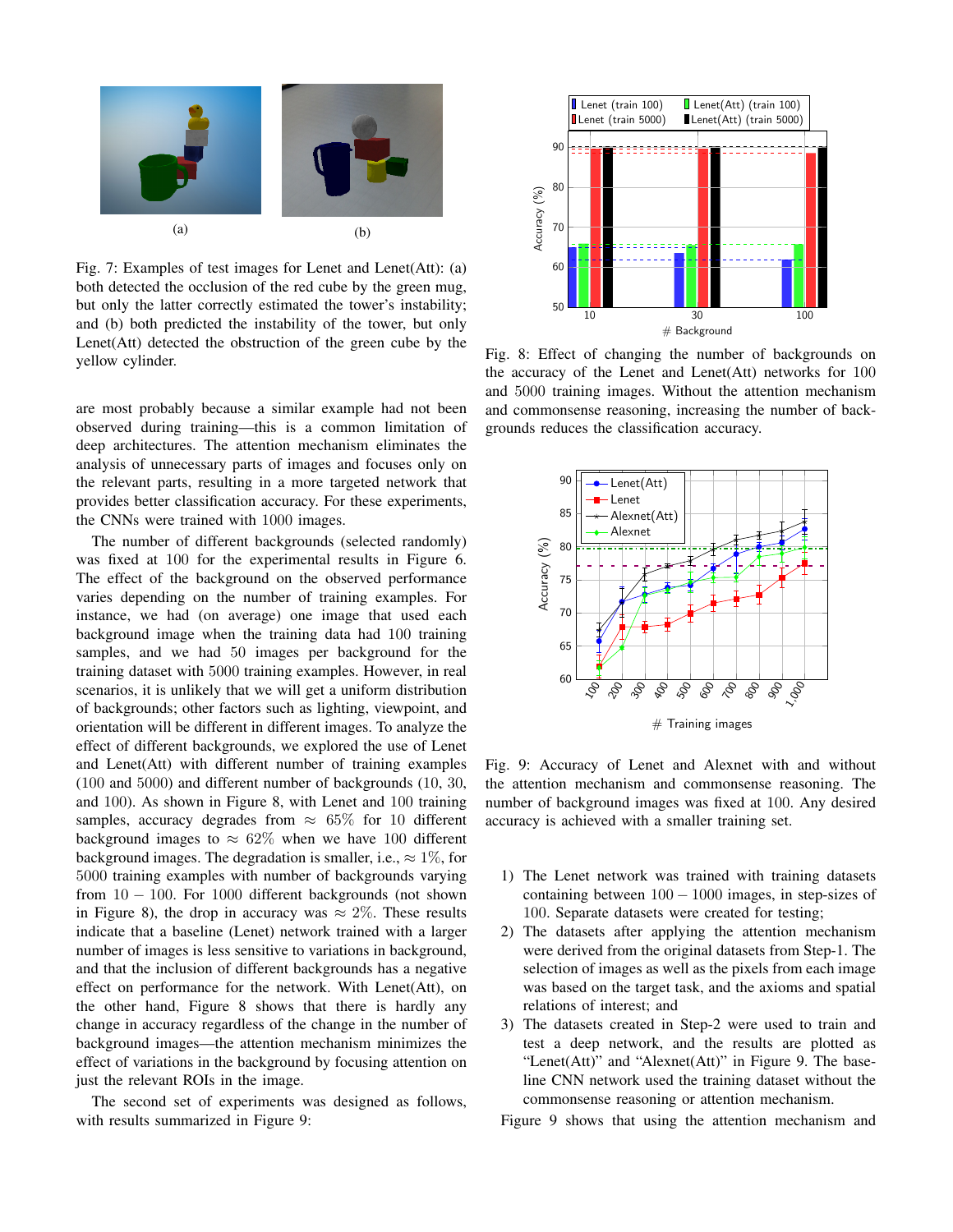Fig. 7: Examples of test images for Lenet and Lenet(Att): (a) both detected the occlusion of the red cube by the green mug, but only the latter correctly estimated the tower's instability; and (b) both predicted the instability of the tower, but only Lenet(Att) detected the obstruction of the green cube by the yellow cylinder.

Fig. 8: Effect of changing the number of backgrounds on the accuracy of the Lenet and Lenet(Att) networks for 100 and 5000 training images. Without the attention mechanism and commonsense reasoning, increasing the number of backgrounds reduces the classification accuracy.

Fig. 9: Accuracy of Lenet and Alexnet with and without the attention mechanism and commonsense reasoning. The number of background images was fixed at 100. Any desired accuracy is achieved with a smaller training set.

are most probably because a similar example had not been observed during training—this is a common limitation of deep architectures. The attention mechanism eliminates the analysis of unnecessary parts of images and focuses only on the relevant parts, resulting in a more targeted network that provides better classification accuracy. For these experiments, the CNNs were trained with 1000 images.

The number of different backgrounds (selected randomly) was fixed at 100 for the experimental results in Figure 6. The effect of the background on the observed performance varies depending on the number of training examples. For instance, we had (on average) one image that used each background image when the training data had 100 training samples, and we had 50 images per background for the training dataset with 5000 training examples. However, in real scenarios, it is unlikely that we will get a uniform distribution of backgrounds; other factors such as lighting, viewpoint, and orientation will be different in different images. To analyze the effect of different backgrounds, we explored the use of Lenet and Lenet(Att) with different number of training examples (100 and 5000) and different number of backgrounds (10, 30, and 100). As shown in Figure 8, with Lenet and 100 training samples, accuracy degrades from $\approx$ 65% for 10 different background images to $\approx$ 62% when we have 100 different background images. The degradation is smaller, i.e., $\approx$ 1%, for 5000 training examples with number of backgrounds varying from $10-100$. For 1000 different backgrounds (not shown in Figure 8), the drop in accuracy was $\approx$ 2%. These results indicate that a baseline (Lenet) network trained with a larger number of images is less sensitive to variations in background, and that the inclusion of different backgrounds has a negative effect on performance for the network. With Lenet(Att), on the other hand, Figure 8 shows that there is hardly any change in accuracy regardless of the change in the number of background images—the attention mechanism minimizes the effect of variations in the background by focusing attention on just the relevant ROIs in the image.

The second set of experiments was designed as follows, with results summarized in Figure 9:

1) The Lenet network was trained with training datasets containing between $100-1000$ images, in step-sizes of 100. Separate datasets were created for testing;
2) The datasets after applying the attention mechanism were derived from the original datasets from Step-1. The selection of images as well as the pixels from each image was based on the target task, and the axioms and spatial relations of interest; and
3) The datasets created in Step-2 were used to train and test a deep network, and the results are plotted as "Lenet(Att)" and "Alexnet(Att)" in Figure 9. The baseline CNN network used the training dataset without the commonsense reasoning or attention mechanism.

Figure 9 shows that using the attention mechanism and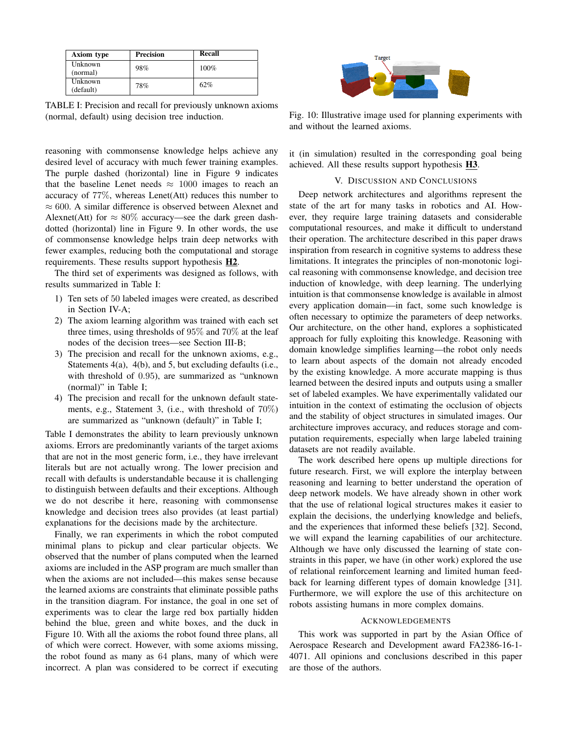| Axiom type | Precision | Recall |
|---|---|---|
| Unknown (normal) | 98% | 100% |
| Unknown (default) | 78% | 62% |

TABLE I: Precision and recall for previously unknown axioms (normal, default) using decision tree induction.

reasoning with commonsense knowledge helps achieve any desired level of accuracy with much fewer training examples. The purple dashed (horizontal) line in Figure 9 indicates that the baseline Lenet needs $\approx$ 1000 images to reach an accuracy of 77%, whereas Lenet(Att) reduces this number to $\approx$ 600. A similar difference is observed between Alexnet and Alexnet(Att) for $\approx$ 80% accuracy—see the dark green dash-dotted (horizontal) line in Figure 9. In other words, the use of commonsense knowledge helps train deep networks with fewer examples, reducing both the computational and storage requirements. These results support hypothesis **H2**.

The third set of experiments was designed as follows, with results summarized in Table I:

1) Ten sets of 50 labeled images were created, as described in Section IV-A;
2) The axiom learning algorithm was trained with each set three times, using thresholds of 95% and 70% at the leaf nodes of the decision trees—see Section III-B;
3) The precision and recall for the unknown axioms, e.g., Statements 4(a), 4(b), and 5, but excluding defaults (i.e., with threshold of 0.95), are summarized as "unknown (normal)" in Table I;
4) The precision and recall for the unknown default statements, e.g., Statement 3, (i.e., with threshold of 70%) are summarized as "unknown (default)" in Table I;

Table I demonstrates the ability to learn previously unknown axioms. Errors are predominantly variants of the target axioms that are not in the most generic form, i.e., they have irrelevant literals but are not actually wrong. The lower precision and recall with defaults is understandable because it is challenging to distinguish between defaults and their exceptions. Although we do not describe it here, reasoning with commonsense knowledge and decision trees also provides (at least partial) explanations for the decisions made by the architecture.

Finally, we ran experiments in which the robot computed minimal plans to pickup and clear particular objects. We observed that the number of plans computed when the learned axioms are included in the ASP program are much smaller than when the axioms are not included—this makes sense because the learned axioms are constraints that eliminate possible paths in the transition diagram. For instance, the goal in one set of experiments was to clear the large red box partially hidden behind the blue, green and white boxes, and the duck in Figure 10. With all the axioms the robot found three plans, all of which were correct. However, with some axioms missing, the robot found as many as 64 plans, many of which were incorrect. A plan was considered to be correct if executing it (in simulation) resulted in the corresponding goal being achieved. All these results support hypothesis **H3**.

Fig. 10: Illustrative image used for planning experiments with and without the learned axioms.

## V. Discussion and Conclusions

Deep network architectures and algorithms represent the state of the art for many tasks in robotics and AI. However, they require large training datasets and considerable computational resources, and make it difficult to understand their operation. The architecture described in this paper draws inspiration from research in cognitive systems to address these limitations. It integrates the principles of non-monotonic logical reasoning with commonsense knowledge, and decision tree induction of knowledge, with deep learning. The underlying intuition is that commonsense knowledge is available in almost every application domain—in fact, some such knowledge is often necessary to optimize the parameters of deep networks. Our architecture, on the other hand, explores a sophisticated approach for fully exploiting this knowledge. Reasoning with domain knowledge simplifies learning—the robot only needs to learn about aspects of the domain not already encoded by the existing knowledge. A more accurate mapping is thus learned between the desired inputs and outputs using a smaller set of labeled examples. We have experimentally validated our intuition in the context of estimating the occlusion of objects and the stability of object structures in simulated images. Our architecture improves accuracy, and reduces storage and computation requirements, especially when large labeled training datasets are not readily available.

The work described here opens up multiple directions for future research. First, we will explore the interplay between reasoning and learning to better understand the operation of deep network models. We have already shown in other work that the use of relational logical structures makes it easier to explain the decisions, the underlying knowledge and beliefs, and the experiences that informed these beliefs [32]. Second, we will expand the learning capabilities of our architecture. Although we have only discussed the learning of state constraints in this paper, we have (in other work) explored the use of relational reinforcement learning and limited human feedback for learning different types of domain knowledge [31]. Furthermore, we will explore the use of this architecture on robots assisting humans in more complex domains.

## Acknowledgements

This work was supported in part by the Asian Office of Aerospace Research and Development award FA2386-16-1-4071. All opinions and conclusions described in this paper are those of the authors.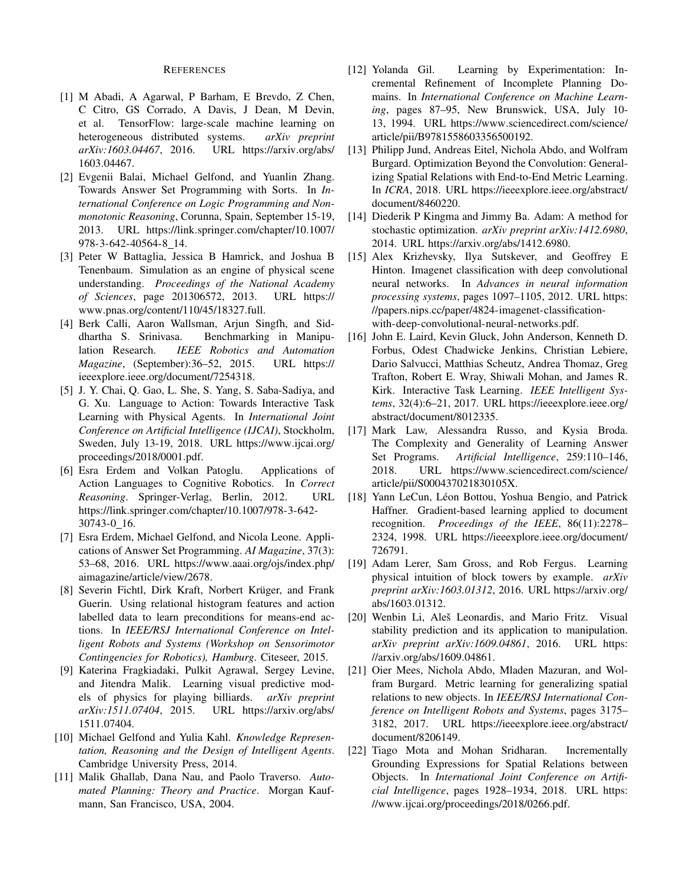# References

[1] M Abadi, A Agarwal, P Barham, E Brevdo, Z Chen, C Citro, GS Corrado, A Davis, J Dean, M Devin, et al. TensorFlow: large-scale machine learning on heterogeneous distributed systems. *arXiv preprint arXiv:1603.04467*, 2016. URL https://arxiv.org/abs/1603.04467.

[2] Evgenii Balai, Michael Gelfond, and Yuanlin Zhang. Towards Answer Set Programming with Sorts. In *International Conference on Logic Programming and Nonmonotonic Reasoning*, Corunna, Spain, September 15-19, 2013. URL https://link.springer.com/chapter/10.1007/978-3-642-40564-8_14.

[3] Peter W Battaglia, Jessica B Hamrick, and Joshua B Tenenbaum. Simulation as an engine of physical scene understanding. *Proceedings of the National Academy of Sciences*, page 201306572, 2013. URL https://www.pnas.org/content/110/45/18327.full.

[4] Berk Calli, Aaron Wallsman, Arjun Singfh, and Siddhartha S. Srinivasa. Benchmarking in Manipulation Research. *IEEE Robotics and Automation Magazine*, (September):36–52, 2015. URL https://ieeexplore.ieee.org/document/7254318.

[5] J. Y. Chai, Q. Gao, L. She, S. Yang, S. Saba-Sadiya, and G. Xu. Language to Action: Towards Interactive Task Learning with Physical Agents. In *International Joint Conference on Artificial Intelligence (IJCAI)*, Stockholm, Sweden, July 13-19, 2018. URL https://www.ijcai.org/proceedings/2018/0001.pdf.

[6] Esra Erdem and Volkan Patoglu. Applications of Action Languages to Cognitive Robotics. In *Correct Reasoning*. Springer-Verlag, Berlin, 2012. URL https://link.springer.com/chapter/10.1007/978-3-642-30743-0_16.

[7] Esra Erdem, Michael Gelfond, and Nicola Leone. Applications of Answer Set Programming. *AI Magazine*, 37(3): 53–68, 2016. URL https://www.aaai.org/ojs/index.php/aimagazine/article/view/2678.

[8] Severin Fichtl, Dirk Kraft, Norbert Krüger, and Frank Guerin. Using relational histogram features and action labelled data to learn preconditions for means-end actions. In *IEEE/RSJ International Conference on Intelligent Robots and Systems (Workshop on Sensorimotor Contingencies for Robotics), Hamburg*. Citeseer, 2015.

[9] Katerina Fragkiadaki, Pulkit Agrawal, Sergey Levine, and Jitendra Malik. Learning visual predictive models of physics for playing billiards. *arXiv preprint arXiv:1511.07404*, 2015. URL https://arxiv.org/abs/1511.07404.

[10] Michael Gelfond and Yulia Kahl. *Knowledge Representation, Reasoning and the Design of Intelligent Agents*. Cambridge University Press, 2014.

[11] Malik Ghallab, Dana Nau, and Paolo Traverso. *Automated Planning: Theory and Practice*. Morgan Kaufmann, San Francisco, USA, 2004.

[12] Yolanda Gil. Learning by Experimentation: Incremental Refinement of Incomplete Planning Domains. In *International Conference on Machine Learning*, pages 87–95, New Brunswick, USA, July 10-13, 1994. URL https://www.sciencedirect.com/science/article/pii/B9781558603356500192.

[13] Philipp Jund, Andreas Eitel, Nichola Abdo, and Wolfram Burgard. Optimization Beyond the Convolution: Generalizing Spatial Relations with End-to-End Metric Learning. In *ICRA*, 2018. URL https://ieeexplore.ieee.org/abstract/document/8460220.

[14] Diederik P Kingma and Jimmy Ba. Adam: A method for stochastic optimization. *arXiv preprint arXiv:1412.6980*, 2014. URL https://arxiv.org/abs/1412.6980.

[15] Alex Krizhevsky, Ilya Sutskever, and Geoffrey E Hinton. Imagenet classification with deep convolutional neural networks. In *Advances in neural information processing systems*, pages 1097–1105, 2012. URL https://papers.nips.cc/paper/4824-imagenet-classification-with-deep-convolutional-neural-networks.pdf.

[16] John E. Laird, Kevin Gluck, John Anderson, Kenneth D. Forbus, Odest Chadwicke Jenkins, Christian Lebiere, Dario Salvucci, Matthias Scheutz, Andrea Thomaz, Greg Trafton, Robert E. Wray, Shiwali Mohan, and James R. Kirk. Interactive Task Learning. *IEEE Intelligent Systems*, 32(4):6–21, 2017. URL https://ieeexplore.ieee.org/abstract/document/8012335.

[17] Mark Law, Alessandra Russo, and Kysia Broda. The Complexity and Generality of Learning Answer Set Programs. *Artificial Intelligence*, 259:110–146, 2018. URL https://www.sciencedirect.com/science/article/pii/S000437021830105X.

[18] Yann LeCun, Léon Bottou, Yoshua Bengio, and Patrick Haffner. Gradient-based learning applied to document recognition. *Proceedings of the IEEE*, 86(11):2278–2324, 1998. URL https://ieeexplore.ieee.org/document/726791.

[19] Adam Lerer, Sam Gross, and Rob Fergus. Learning physical intuition of block towers by example. *arXiv preprint arXiv:1603.01312*, 2016. URL https://arxiv.org/abs/1603.01312.

[20] Wenbin Li, Aleš Leonardis, and Mario Fritz. Visual stability prediction and its application to manipulation. *arXiv preprint arXiv:1609.04861*, 2016. URL https://arxiv.org/abs/1609.04861.

[21] Oier Mees, Nichola Abdo, Mladen Mazuran, and Wolfram Burgard. Metric learning for generalizing spatial relations to new objects. In *IEEE/RSJ International Conference on Intelligent Robots and Systems*, pages 3175–3182, 2017. URL https://ieeexplore.ieee.org/abstract/document/8206149.

[22] Tiago Mota and Mohan Sridharan. Incrementally Grounding Expressions for Spatial Relations between Objects. In *International Joint Conference on Artificial Intelligence*, pages 1928–1934, 2018. URL https://www.ijcai.org/proceedings/2018/0266.pdf.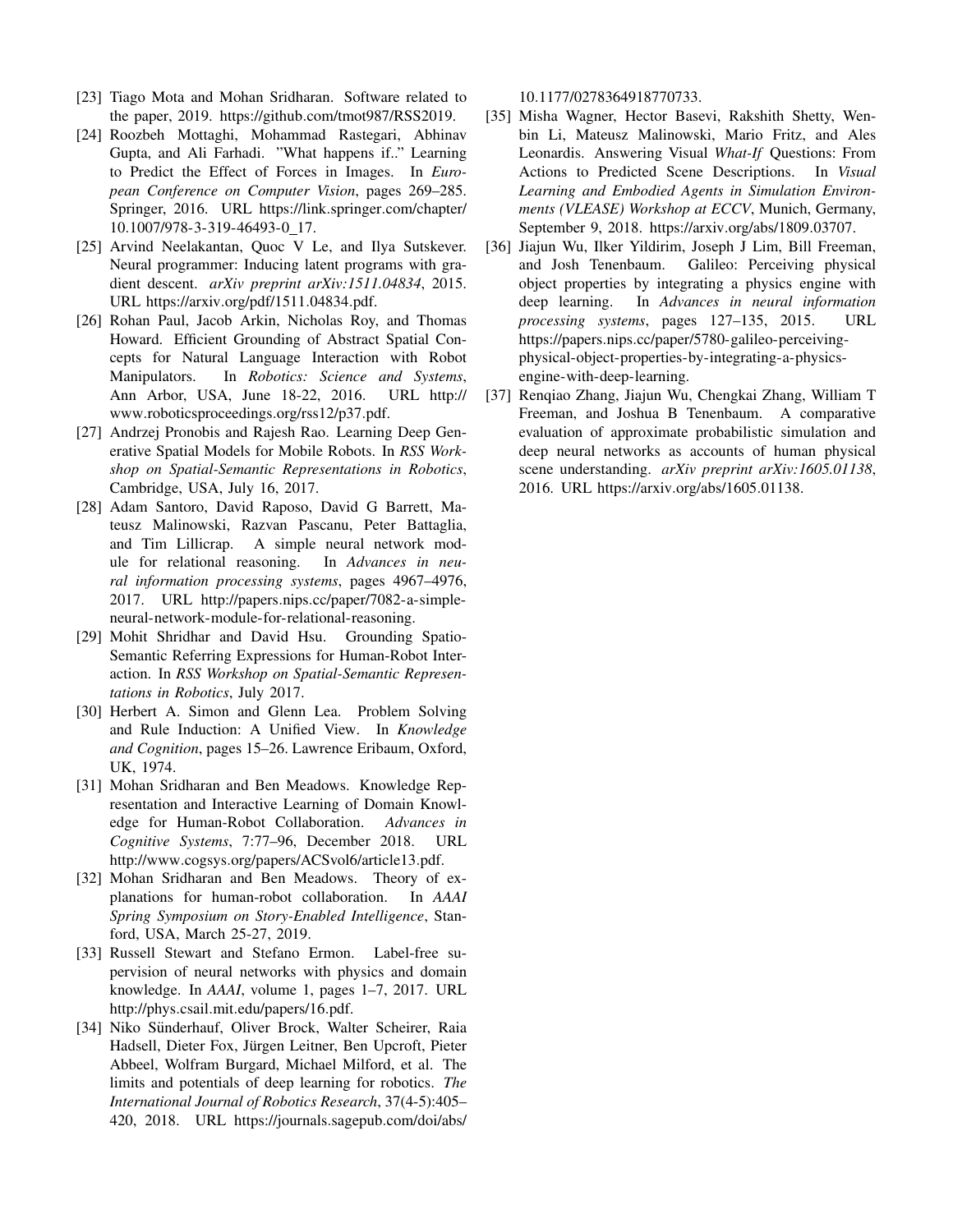[23] Tiago Mota and Mohan Sridharan. Software related to the paper, 2019. https://github.com/tmot987/RSS2019.

[24] Roozbeh Mottaghi, Mohammad Rastegari, Abhinav Gupta, and Ali Farhadi. "What happens if.." Learning to Predict the Effect of Forces in Images. In *European Conference on Computer Vision*, pages 269–285. Springer, 2016. URL https://link.springer.com/chapter/10.1007/978-3-319-46493-0_17.

[25] Arvind Neelakantan, Quoc V Le, and Ilya Sutskever. Neural programmer: Inducing latent programs with gradient descent. *arXiv preprint arXiv:1511.04834*, 2015. URL https://arxiv.org/pdf/1511.04834.pdf.

[26] Rohan Paul, Jacob Arkin, Nicholas Roy, and Thomas Howard. Efficient Grounding of Abstract Spatial Concepts for Natural Language Interaction with Robot Manipulators. In *Robotics: Science and Systems*, Ann Arbor, USA, June 18-22, 2016. URL http://www.roboticsproceedings.org/rss12/p37.pdf.

[27] Andrzej Pronobis and Rajesh Rao. Learning Deep Generative Spatial Models for Mobile Robots. In *RSS Workshop on Spatial-Semantic Representations in Robotics*, Cambridge, USA, July 16, 2017.

[28] Adam Santoro, David Raposo, David G Barrett, Mateusz Malinowski, Razvan Pascanu, Peter Battaglia, and Tim Lillicrap. A simple neural network module for relational reasoning. In *Advances in neural information processing systems*, pages 4967–4976, 2017. URL http://papers.nips.cc/paper/7082-a-simple-neural-network-module-for-relational-reasoning.

[29] Mohit Shridhar and David Hsu. Grounding Spatio-Semantic Referring Expressions for Human-Robot Interaction. In *RSS Workshop on Spatial-Semantic Representations in Robotics*, July 2017.

[30] Herbert A. Simon and Glenn Lea. Problem Solving and Rule Induction: A Unified View. In *Knowledge and Cognition*, pages 15–26. Lawrence Eribaum, Oxford, UK, 1974.

[31] Mohan Sridharan and Ben Meadows. Knowledge Representation and Interactive Learning of Domain Knowledge for Human-Robot Collaboration. *Advances in Cognitive Systems*, 7:77–96, December 2018. URL http://www.cogsys.org/papers/ACSvol6/article13.pdf.

[32] Mohan Sridharan and Ben Meadows. Theory of explanations for human-robot collaboration. In *AAAI Spring Symposium on Story-Enabled Intelligence*, Stanford, USA, March 25-27, 2019.

[33] Russell Stewart and Stefano Ermon. Label-free supervision of neural networks with physics and domain knowledge. In *AAAI*, volume 1, pages 1–7, 2017. URL http://phys.csail.mit.edu/papers/16.pdf.

[34] Niko Sünderhauf, Oliver Brock, Walter Scheirer, Raia Hadsell, Dieter Fox, Jürgen Leitner, Ben Upcroft, Pieter Abbeel, Wolfram Burgard, Michael Milford, et al. The limits and potentials of deep learning for robotics. *The International Journal of Robotics Research*, 37(4-5):405–420, 2018. URL https://journals.sagepub.com/doi/abs/10.1177/0278364918770733.

[35] Misha Wagner, Hector Basevi, Rakshith Shetty, Wenbin Li, Mateusz Malinowski, Mario Fritz, and Ales Leonardis. Answering Visual *What-If* Questions: From Actions to Predicted Scene Descriptions. In *Visual Learning and Embodied Agents in Simulation Environments (VLEASE) Workshop at ECCV*, Munich, Germany, September 9, 2018. https://arxiv.org/abs/1809.03707.

[36] Jiajun Wu, Ilker Yildirim, Joseph J Lim, Bill Freeman, and Josh Tenenbaum. Galileo: Perceiving physical object properties by integrating a physics engine with deep learning. In *Advances in neural information processing systems*, pages 127–135, 2015. URL https://papers.nips.cc/paper/5780-galileo-perceiving-physical-object-properties-by-integrating-a-physics-engine-with-deep-learning.

[37] Renqiao Zhang, Jiajun Wu, Chengkai Zhang, William T Freeman, and Joshua B Tenenbaum. A comparative evaluation of approximate probabilistic simulation and deep neural networks as accounts of human physical scene understanding. *arXiv preprint arXiv:1605.01138*, 2016. URL https://arxiv.org/abs/1605.01138.